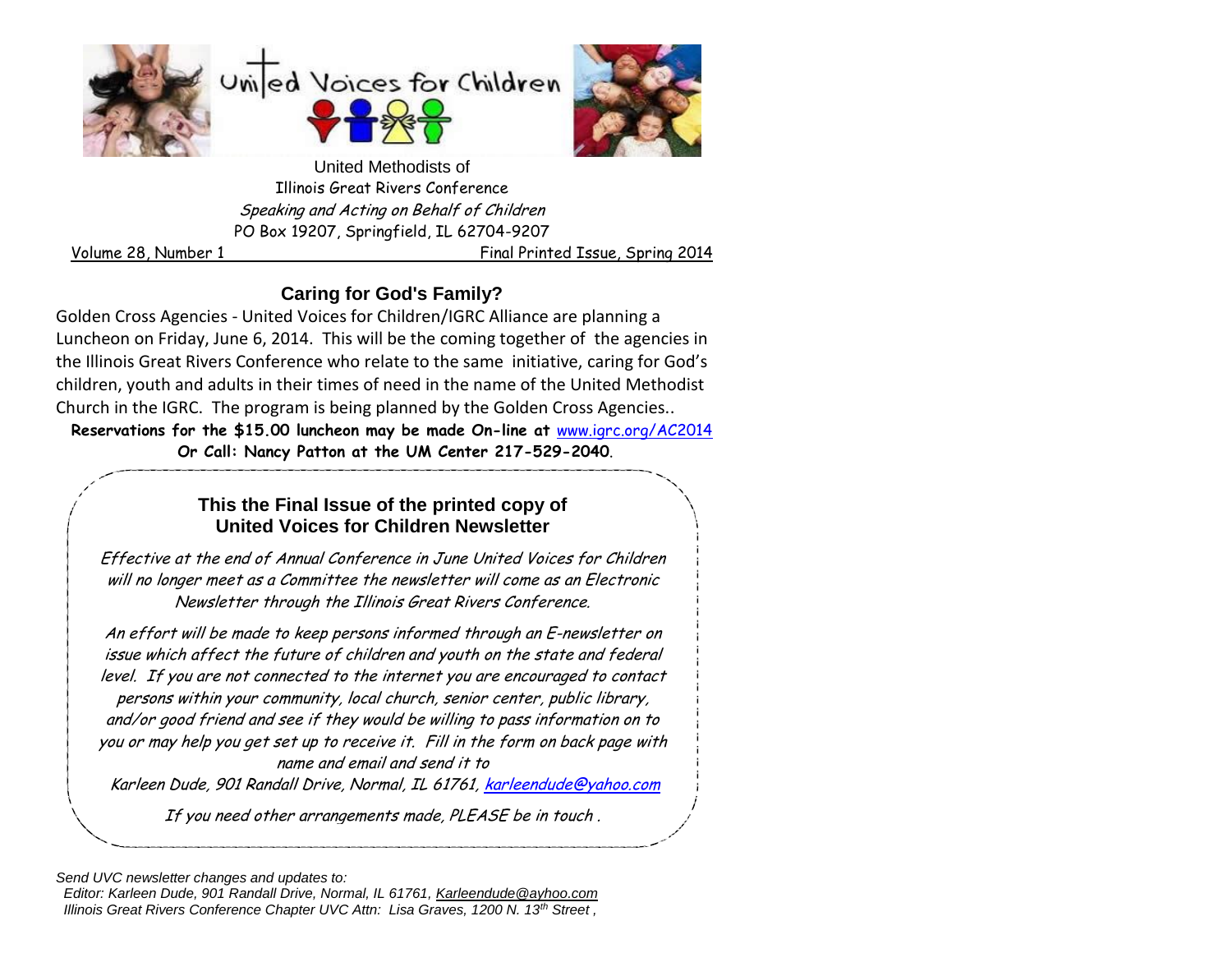# United Voices for Children

United Methodists of
Illinois Great Rivers Conference
*Speaking and Acting on Behalf of Children*
PO Box 19207, Springfield, IL 62704-9207

Volume 28, Number 1 Final Printed Issue, Spring 2014

## Caring for God's Family?

Golden Cross Agencies - United Voices for Children/IGRC Alliance are planning a Luncheon on Friday, June 6, 2014. This will be the coming together of the agencies in the Illinois Great Rivers Conference who relate to the same initiative, caring for God's children, youth and adults in their times of need in the name of the United Methodist Church in the IGRC. The program is being planned by the Golden Cross Agencies..

**Reservations for the $15.00 luncheon may be made On-line at** www.igrc.org/AC2014
**Or Call: Nancy Patton at the UM Center 217-529-2040**.

## This the Final Issue of the printed copy of United Voices for Children Newsletter

*Effective at the end of Annual Conference in June United Voices for Children will no longer meet as a Committee the newsletter will come as an Electronic Newsletter through the Illinois Great Rivers Conference.*

*An effort will be made to keep persons informed through an E-newsletter on issue which affect the future of children and youth on the state and federal level. If you are not connected to the internet you are encouraged to contact persons within your community, local church, senior center, public library, and/or good friend and see if they would be willing to pass information on to you or may help you get set up to receive it. Fill in the form on back page with name and email and send it to*

*Karleen Dude, 901 Randall Drive, Normal, IL 61761, karleendude@yahoo.com*

*If you need other arrangements made, PLEASE be in touch .*

*Send UVC newsletter changes and updates to:*
*Editor: Karleen Dude, 901 Randall Drive, Normal, IL 61761, Karleendude@ayhoo.com*
*Illinois Great Rivers Conference Chapter UVC Attn: Lisa Graves, 1200 N. 13th Street ,*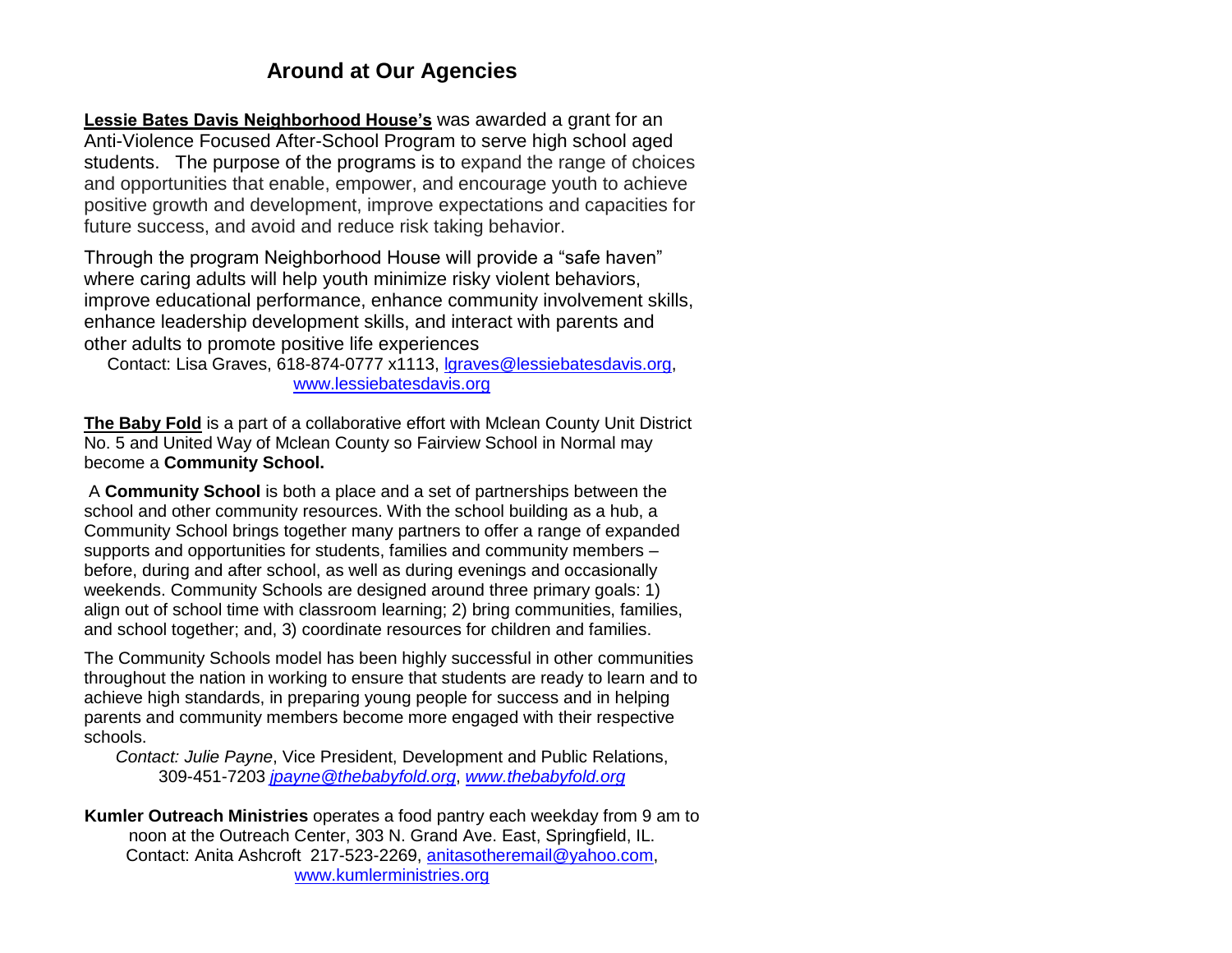## Around at Our Agencies

**Lessie Bates Davis Neighborhood House's** was awarded a grant for an Anti-Violence Focused After-School Program to serve high school aged students. The purpose of the programs is to expand the range of choices and opportunities that enable, empower, and encourage youth to achieve positive growth and development, improve expectations and capacities for future success, and avoid and reduce risk taking behavior.

Through the program Neighborhood House will provide a "safe haven" where caring adults will help youth minimize risky violent behaviors, improve educational performance, enhance community involvement skills, enhance leadership development skills, and interact with parents and other adults to promote positive life experiences

Contact: Lisa Graves, 618-874-0777 x1113, lgraves@lessiebatesdavis.org, www.lessiebatesdavis.org

**The Baby Fold** is a part of a collaborative effort with Mclean County Unit District No. 5 and United Way of Mclean County so Fairview School in Normal may become a **Community School.**

A **Community School** is both a place and a set of partnerships between the school and other community resources. With the school building as a hub, a Community School brings together many partners to offer a range of expanded supports and opportunities for students, families and community members – before, during and after school, as well as during evenings and occasionally weekends. Community Schools are designed around three primary goals: 1) align out of school time with classroom learning; 2) bring communities, families, and school together; and, 3) coordinate resources for children and families.

The Community Schools model has been highly successful in other communities throughout the nation in working to ensure that students are ready to learn and to achieve high standards, in preparing young people for success and in helping parents and community members become more engaged with their respective schools.

*Contact: Julie Payne*, Vice President, Development and Public Relations, 309-451-7203 *jpayne@thebabyfold.org*, *www.thebabyfold.org*

**Kumler Outreach Ministries** operates a food pantry each weekday from 9 am to noon at the Outreach Center, 303 N. Grand Ave. East, Springfield, IL. Contact: Anita Ashcroft 217-523-2269, anitasotheremail@yahoo.com, www.kumlerministries.org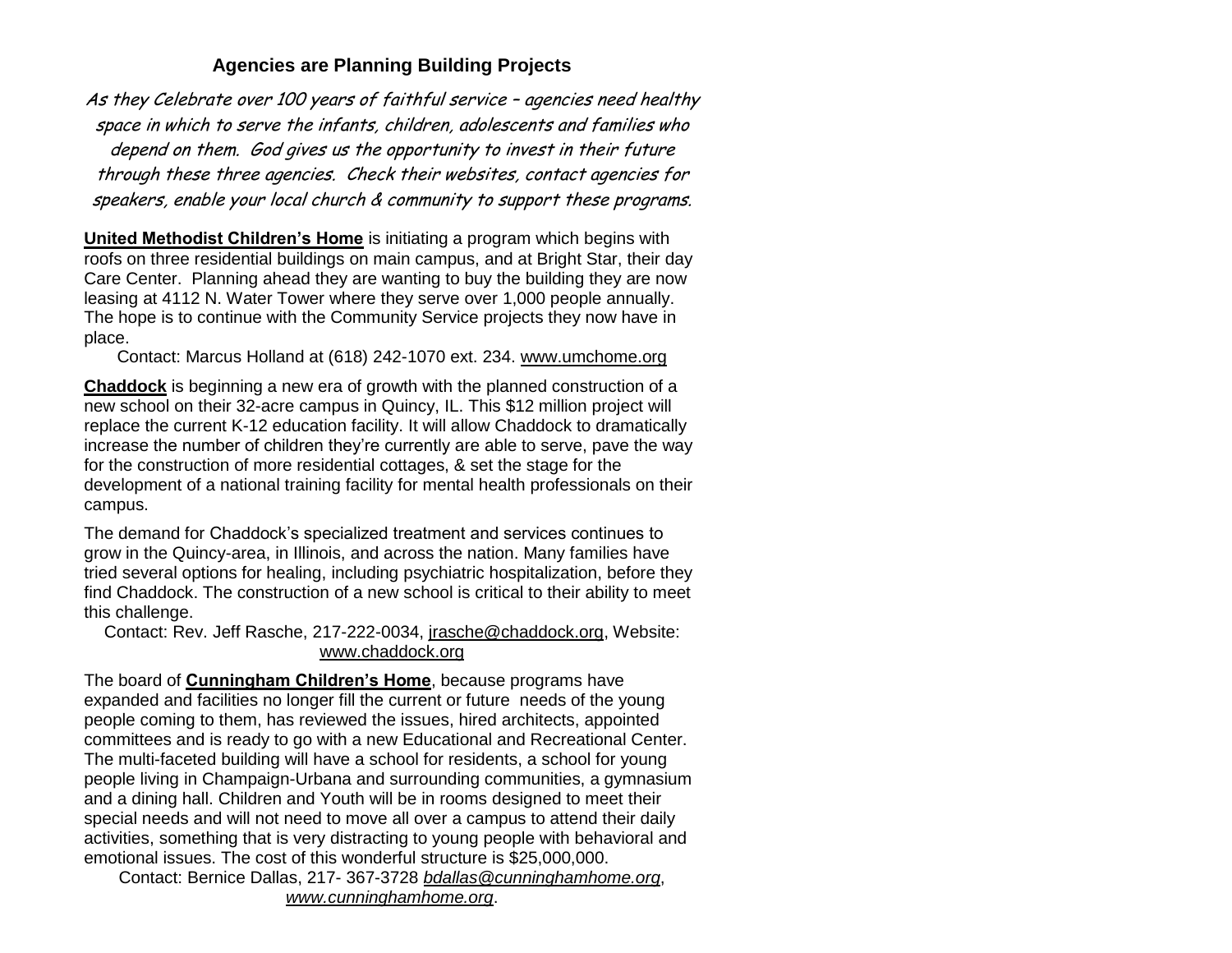## Agencies are Planning Building Projects

*As they Celebrate over 100 years of faithful service – agencies need healthy space in which to serve the infants, children, adolescents and families who depend on them. God gives us the opportunity to invest in their future through these three agencies. Check their websites, contact agencies for speakers, enable your local church & community to support these programs.*

**United Methodist Children's Home** is initiating a program which begins with roofs on three residential buildings on main campus, and at Bright Star, their day Care Center. Planning ahead they are wanting to buy the building they are now leasing at 4112 N. Water Tower where they serve over 1,000 people annually. The hope is to continue with the Community Service projects they now have in place.

Contact: Marcus Holland at (618) 242-1070 ext. 234. www.umchome.org

**Chaddock** is beginning a new era of growth with the planned construction of a new school on their 32-acre campus in Quincy, IL. This $12 million project will replace the current K-12 education facility. It will allow Chaddock to dramatically increase the number of children they're currently are able to serve, pave the way for the construction of more residential cottages, & set the stage for the development of a national training facility for mental health professionals on their campus.

The demand for Chaddock's specialized treatment and services continues to grow in the Quincy-area, in Illinois, and across the nation. Many families have tried several options for healing, including psychiatric hospitalization, before they find Chaddock. The construction of a new school is critical to their ability to meet this challenge.

Contact: Rev. Jeff Rasche, 217-222-0034, jrasche@chaddock.org, Website: www.chaddock.org

The board of **Cunningham Children's Home**, because programs have expanded and facilities no longer fill the current or future needs of the young people coming to them, has reviewed the issues, hired architects, appointed committees and is ready to go with a new Educational and Recreational Center. The multi-faceted building will have a school for residents, a school for young people living in Champaign-Urbana and surrounding communities, a gymnasium and a dining hall. Children and Youth will be in rooms designed to meet their special needs and will not need to move all over a campus to attend their daily activities, something that is very distracting to young people with behavioral and emotional issues. The cost of this wonderful structure is $25,000,000.

Contact: Bernice Dallas, 217- 367-3728 *bdallas@cunninghamhome.org*, *www.cunninghamhome.org*.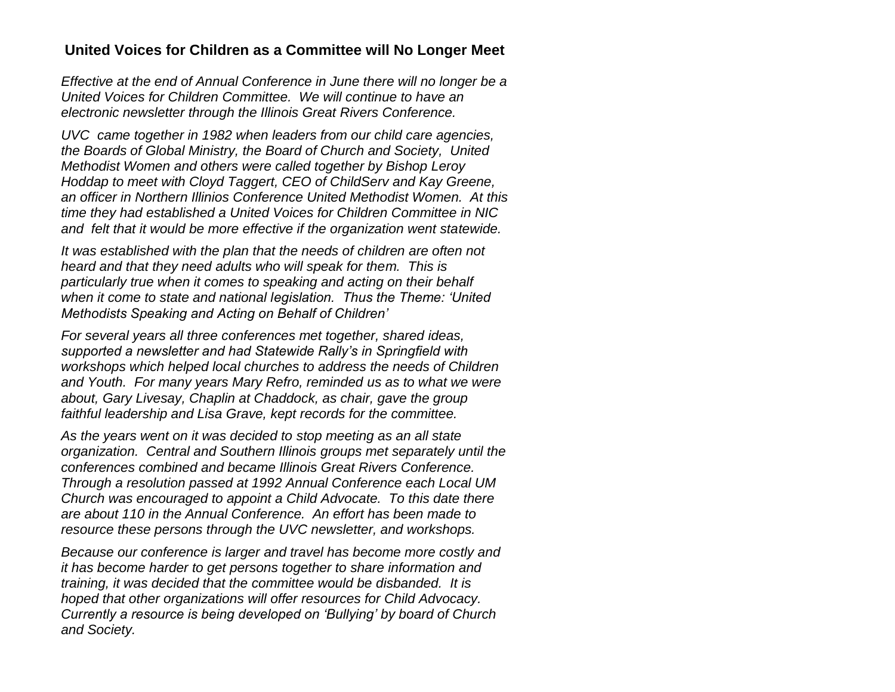## United Voices for Children as a Committee will No Longer Meet

*Effective at the end of Annual Conference in June there will no longer be a United Voices for Children Committee. We will continue to have an electronic newsletter through the Illinois Great Rivers Conference.*

*UVC came together in 1982 when leaders from our child care agencies, the Boards of Global Ministry, the Board of Church and Society, United Methodist Women and others were called together by Bishop Leroy Hoddap to meet with Cloyd Taggert, CEO of ChildServ and Kay Greene, an officer in Northern Illinios Conference United Methodist Women. At this time they had established a United Voices for Children Committee in NIC and felt that it would be more effective if the organization went statewide.*

*It was established with the plan that the needs of children are often not heard and that they need adults who will speak for them. This is particularly true when it comes to speaking and acting on their behalf when it come to state and national legislation. Thus the Theme: 'United Methodists Speaking and Acting on Behalf of Children'*

*For several years all three conferences met together, shared ideas, supported a newsletter and had Statewide Rally's in Springfield with workshops which helped local churches to address the needs of Children and Youth. For many years Mary Refro, reminded us as to what we were about, Gary Livesay, Chaplin at Chaddock, as chair, gave the group faithful leadership and Lisa Grave, kept records for the committee.*

*As the years went on it was decided to stop meeting as an all state organization. Central and Southern Illinois groups met separately until the conferences combined and became Illinois Great Rivers Conference. Through a resolution passed at 1992 Annual Conference each Local UM Church was encouraged to appoint a Child Advocate. To this date there are about 110 in the Annual Conference. An effort has been made to resource these persons through the UVC newsletter, and workshops.*

*Because our conference is larger and travel has become more costly and it has become harder to get persons together to share information and training, it was decided that the committee would be disbanded. It is hoped that other organizations will offer resources for Child Advocacy. Currently a resource is being developed on 'Bullying' by board of Church and Society.*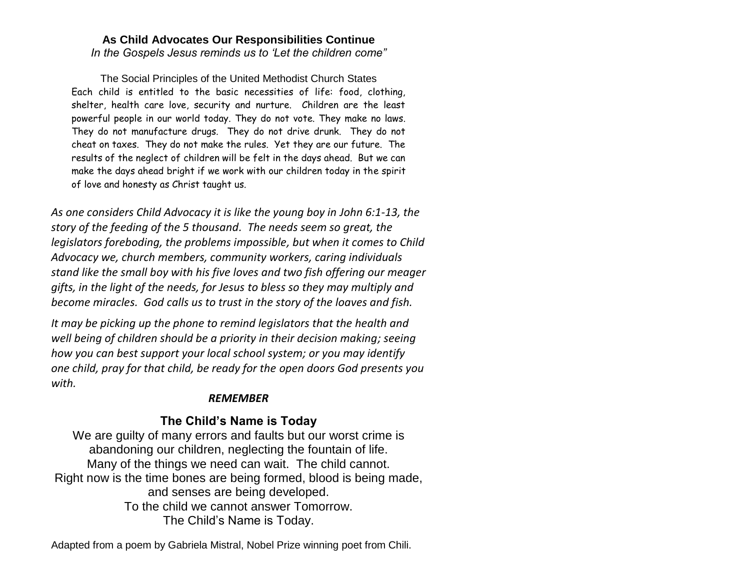**As Child Advocates Our Responsibilities Continue**

*In the Gospels Jesus reminds us to 'Let the children come"*

The Social Principles of the United Methodist Church States

Each child is entitled to the basic necessities of life: food, clothing, shelter, health care love, security and nurture. Children are the least powerful people in our world today. They do not vote. They make no laws. They do not manufacture drugs. They do not drive drunk. They do not cheat on taxes. They do not make the rules. Yet they are our future. The results of the neglect of children will be felt in the days ahead. But we can make the days ahead bright if we work with our children today in the spirit of love and honesty as Christ taught us.

*As one considers Child Advocacy it is like the young boy in John 6:1-13, the story of the feeding of the 5 thousand. The needs seem so great, the legislators foreboding, the problems impossible, but when it comes to Child Advocacy we, church members, community workers, caring individuals stand like the small boy with his five loves and two fish offering our meager gifts, in the light of the needs, for Jesus to bless so they may multiply and become miracles. God calls us to trust in the story of the loaves and fish.*

*It may be picking up the phone to remind legislators that the health and well being of children should be a priority in their decision making; seeing how you can best support your local school system; or you may identify one child, pray for that child, be ready for the open doors God presents you with.*

***REMEMBER***

**The Child's Name is Today**

We are guilty of many errors and faults but our worst crime is abandoning our children, neglecting the fountain of life.
Many of the things we need can wait. The child cannot.
Right now is the time bones are being formed, blood is being made, and senses are being developed.
To the child we cannot answer Tomorrow.
The Child's Name is Today.

Adapted from a poem by Gabriela Mistral, Nobel Prize winning poet from Chili.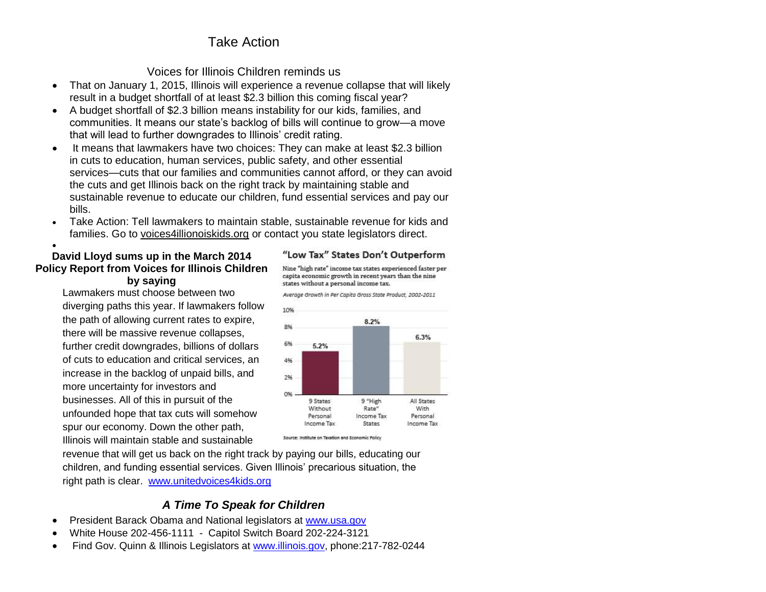# Take Action

Voices for Illinois Children reminds us

- That on January 1, 2015, Illinois will experience a revenue collapse that will likely result in a budget shortfall of at least $2.3 billion this coming fiscal year?
- A budget shortfall of $2.3 billion means instability for our kids, families, and communities. It means our state's backlog of bills will continue to grow—a move that will lead to further downgrades to Illinois' credit rating.
- It means that lawmakers have two choices: They can make at least $2.3 billion in cuts to education, human services, public safety, and other essential services—cuts that our families and communities cannot afford, or they can avoid the cuts and get Illinois back on the right track by maintaining stable and sustainable revenue to educate our children, fund essential services and pay our bills.
- Take Action: Tell lawmakers to maintain stable, sustainable revenue for kids and families. Go to voices4illionoiskids.org or contact you state legislators direct.

**David Lloyd sums up in the March 2014 Policy Report from Voices for Illinois Children by saying**

Lawmakers must choose between two diverging paths this year. If lawmakers follow the path of allowing current rates to expire, there will be massive revenue collapses, further credit downgrades, billions of dollars of cuts to education and critical services, an increase in the backlog of unpaid bills, and more uncertainty for investors and businesses. All of this in pursuit of the unfounded hope that tax cuts will somehow spur our economy. Down the other path, Illinois will maintain stable and sustainable revenue that will get us back on the right track by paying our bills, educating our children, and funding essential services. Given Illinois' precarious situation, the right path is clear. www.unitedvoices4kids.org

**"Low Tax" States Don't Outperform**

Nine "high rate" income tax states experienced faster per capita economic growth in recent years than the nine states without a personal income tax.

*Average Growth in Per Capita Gross State Product, 2002-2011*

| | Average Growth |
|---|---|
| 9 States Without Personal Income Tax | 5.2% |
| 9 "High Rate" Income Tax States | 8.2% |
| All States With Personal Income Tax | 6.3% |

Source: Institute on Taxation and Economic Policy

## *A Time To Speak for Children*

- President Barack Obama and National legislators at www.usa.gov
- White House 202-456-1111 - Capitol Switch Board 202-224-3121
- Find Gov. Quinn & Illinois Legislators at www.illinois.gov, phone:217-782-0244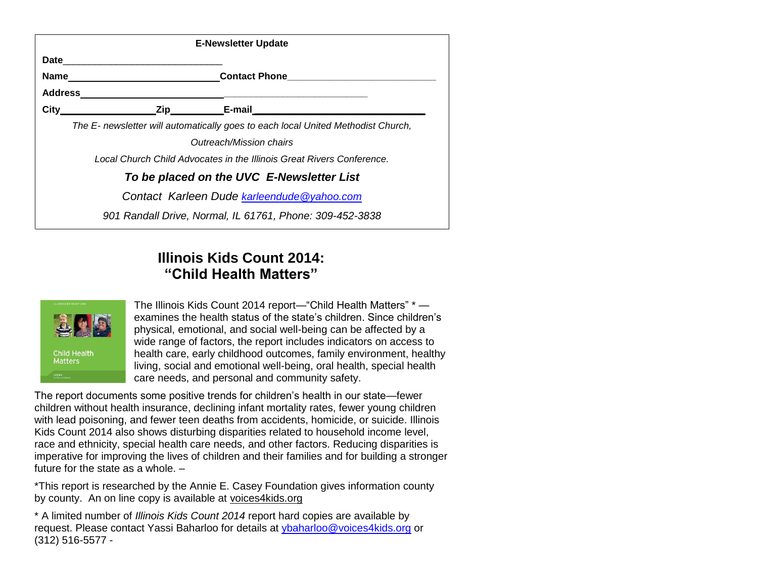**E-Newsletter Update**

**Date**______________________________

**Name**____________________________ **Contact Phone**____________________________

**Address**____________________________________________________

**City**________________ **Zip**__________ **E-mail**______________________________

*The E- newsletter will automatically goes to each local United Methodist Church,*

*Outreach/Mission chairs*

*Local Church Child Advocates in the Illinois Great Rivers Conference.*

***To be placed on the UVC E-Newsletter List***

*Contact Karleen Dude [karleendude@yahoo.com](mailto:karleendude@yahoo.com)*

*901 Randall Drive, Normal, IL 61761, Phone: 309-452-3838*

## Illinois Kids Count 2014: "Child Health Matters"

The Illinois Kids Count 2014 report—"Child Health Matters" * —examines the health status of the state's children. Since children's physical, emotional, and social well-being can be affected by a wide range of factors, the report includes indicators on access to health care, early childhood outcomes, family environment, healthy living, social and emotional well-being, oral health, special health care needs, and personal and community safety.

The report documents some positive trends for children's health in our state—fewer children without health insurance, declining infant mortality rates, fewer young children with lead poisoning, and fewer teen deaths from accidents, homicide, or suicide. Illinois Kids Count 2014 also shows disturbing disparities related to household income level, race and ethnicity, special health care needs, and other factors. Reducing disparities is imperative for improving the lives of children and their families and for building a stronger future for the state as a whole. –

*This report is researched by the Annie E. Casey Foundation gives information county by county. An on line copy is available at voices4kids.org

* A limited number of *Illinois Kids Count 2014* report hard copies are available by request. Please contact Yassi Baharloo for details at [ybaharloo@voices4kids.org](mailto:ybaharloo@voices4kids.org) or (312) 516-5577 -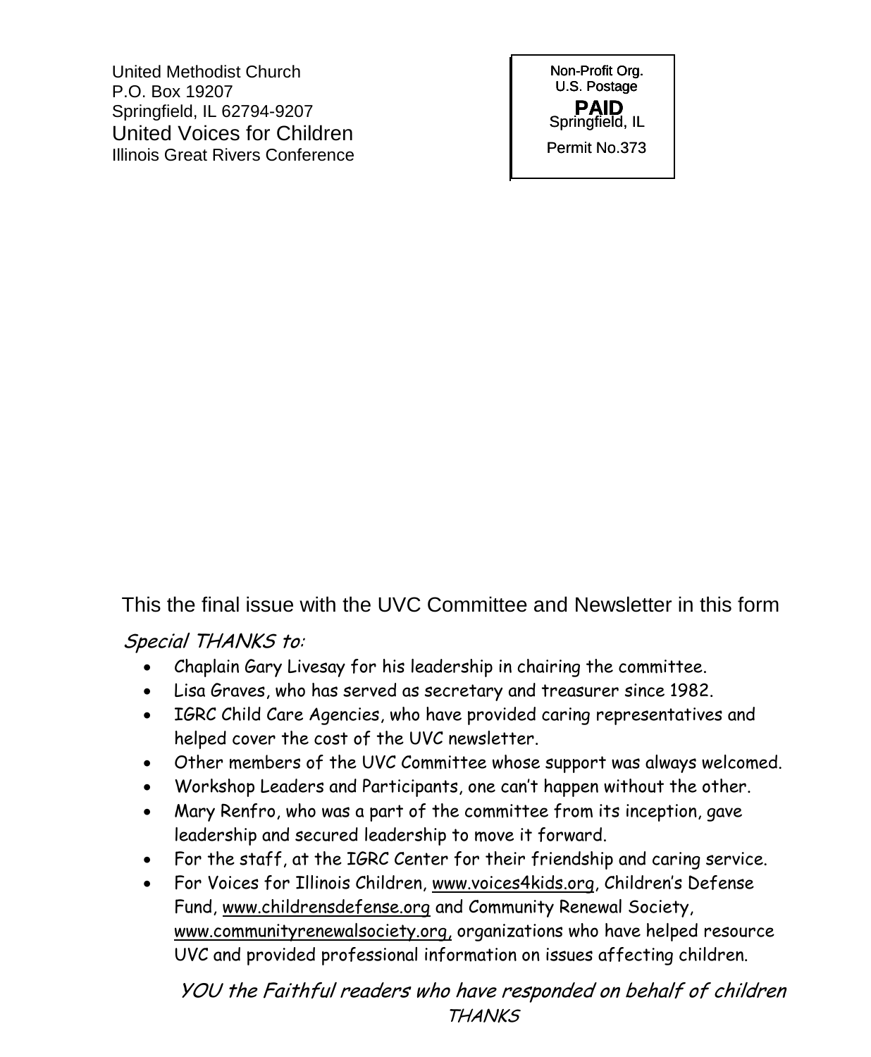United Methodist Church
P.O. Box 19207
Springfield, IL 62794-9207
United Voices for Children
Illinois Great Rivers Conference

Non-Profit Org.
U.S. Postage
**PAID**
Springfield, IL
Permit No.373

This the final issue with the UVC Committee and Newsletter in this form

*Special THANKS to:*

- Chaplain Gary Livesay for his leadership in chairing the committee.
- Lisa Graves, who has served as secretary and treasurer since 1982.
- IGRC Child Care Agencies, who have provided caring representatives and helped cover the cost of the UVC newsletter.
- Other members of the UVC Committee whose support was always welcomed.
- Workshop Leaders and Participants, one can't happen without the other.
- Mary Renfro, who was a part of the committee from its inception, gave leadership and secured leadership to move it forward.
- For the staff, at the IGRC Center for their friendship and caring service.
- For Voices for Illinois Children, www.voices4kids.org, Children's Defense Fund, www.childrensdefense.org and Community Renewal Society, www.communityrenewalsociety.org, organizations who have helped resource UVC and provided professional information on issues affecting children.

*YOU the Faithful readers who have responded on behalf of children*

*THANKS*